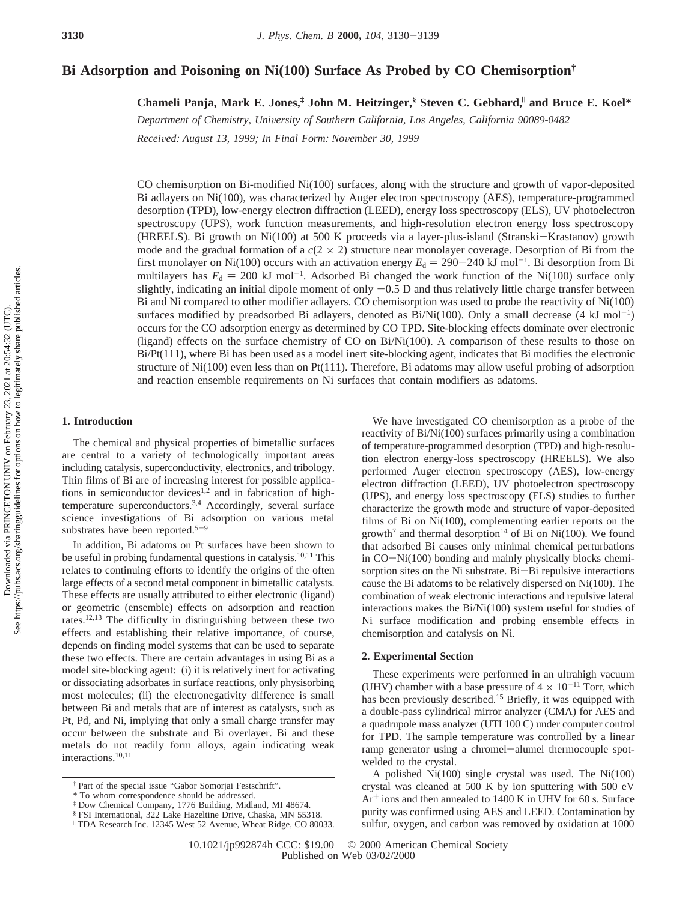# Bi Adsorption and Poisoning on Ni(100) Surface As Probed by CO Chemisorption†

**Chameli Panja, Mark E. Jones,‡ John M. Heitzinger,§ Steven C. Gebhard,∥ and Bruce E. Koel***

*Department of Chemistry, University of Southern California, Los Angeles, California 90089-0482*

*Received: August 13, 1999; In Final Form: November 30, 1999*

CO chemisorption on Bi-modified Ni(100) surfaces, along with the structure and growth of vapor-deposited Bi adlayers on Ni(100), was characterized by Auger electron spectroscopy (AES), temperature-programmed desorption (TPD), low-energy electron diffraction (LEED), energy loss spectroscopy (ELS), UV photoelectron spectroscopy (UPS), work function measurements, and high-resolution electron energy loss spectroscopy (HREELS). Bi growth on Ni(100) at 500 K proceeds via a layer-plus-island (Stranski−Krastanov) growth mode and the gradual formation of a $c(2 \times 2)$ structure near monolayer coverage. Desorption of Bi from the first monolayer on Ni(100) occurs with an activation energy $E_d = 290-240$ kJ mol$^{-1}$. Bi desorption from Bi multilayers has $E_d = 200$ kJ mol$^{-1}$. Adsorbed Bi changed the work function of the Ni(100) surface only slightly, indicating an initial dipole moment of only −0.5 D and thus relatively little charge transfer between Bi and Ni compared to other modifier adlayers. CO chemisorption was used to probe the reactivity of Ni(100) surfaces modified by preadsorbed Bi adlayers, denoted as Bi/Ni(100). Only a small decrease (4 kJ mol$^{-1}$) occurs for the CO adsorption energy as determined by CO TPD. Site-blocking effects dominate over electronic (ligand) effects on the surface chemistry of CO on Bi/Ni(100). A comparison of these results to those on Bi/Pt(111), where Bi has been used as a model inert site-blocking agent, indicates that Bi modifies the electronic structure of Ni(100) even less than on Pt(111). Therefore, Bi adatoms may allow useful probing of adsorption and reaction ensemble requirements on Ni surfaces that contain modifiers as adatoms.

## 1. Introduction

The chemical and physical properties of bimetallic surfaces are central to a variety of technologically important areas including catalysis, superconductivity, electronics, and tribology. Thin films of Bi are of increasing interest for possible applications in semiconductor devices[1,2] and in fabrication of high-temperature superconductors.[3,4] Accordingly, several surface science investigations of Bi adsorption on various metal substrates have been reported.[5−9]

In addition, Bi adatoms on Pt surfaces have been shown to be useful in probing fundamental questions in catalysis.[10,11] This relates to continuing efforts to identify the origins of the often large effects of a second metal component in bimetallic catalysts. These effects are usually attributed to either electronic (ligand) or geometric (ensemble) effects on adsorption and reaction rates.[12,13] The difficulty in distinguishing between these two effects and establishing their relative importance, of course, depends on finding model systems that can be used to separate these two effects. There are certain advantages in using Bi as a model site-blocking agent: (i) it is relatively inert for activating or dissociating adsorbates in surface reactions, only physisorbing most molecules; (ii) the electronegativity difference is small between Bi and metals that are of interest as catalysts, such as Pt, Pd, and Ni, implying that only a small charge transfer may occur between the substrate and Bi overlayer. Bi and these metals do not readily form alloys, again indicating weak interactions.[10,11]

We have investigated CO chemisorption as a probe of the reactivity of Bi/Ni(100) surfaces primarily using a combination of temperature-programmed desorption (TPD) and high-resolution electron energy-loss spectroscopy (HREELS). We also performed Auger electron spectroscopy (AES), low-energy electron diffraction (LEED), UV photoelectron spectroscopy (UPS), and energy loss spectroscopy (ELS) studies to further characterize the growth mode and structure of vapor-deposited films of Bi on Ni(100), complementing earlier reports on the growth[7] and thermal desorption[14] of Bi on Ni(100). We found that adsorbed Bi causes only minimal chemical perturbations in CO−Ni(100) bonding and mainly physically blocks chemisorption sites on the Ni substrate. Bi−Bi repulsive interactions cause the Bi adatoms to be relatively dispersed on Ni(100). The combination of weak electronic interactions and repulsive lateral interactions makes the Bi/Ni(100) system useful for studies of Ni surface modification and probing ensemble effects in chemisorption and catalysis on Ni.

## 2. Experimental Section

These experiments were performed in an ultrahigh vacuum (UHV) chamber with a base pressure of $4 \times 10^{-11}$ Torr, which has been previously described.[15] Briefly, it was equipped with a double-pass cylindrical mirror analyzer (CMA) for AES and a quadrupole mass analyzer (UTI 100 C) under computer control for TPD. The sample temperature was controlled by a linear ramp generator using a chromel−alumel thermocouple spot-welded to the crystal.

A polished Ni(100) single crystal was used. The Ni(100) crystal was cleaned at 500 K by ion sputtering with 500 eV $Ar^+$ ions and then annealed to 1400 K in UHV for 60 s. Surface purity was confirmed using AES and LEED. Contamination by sulfur, oxygen, and carbon was removed by oxidation at 1000

† Part of the special issue "Gabor Somorjai Festschrift".
* To whom correspondence should be addressed.
‡ Dow Chemical Company, 1776 Building, Midland, MI 48674.
§ FSI International, 322 Lake Hazeltine Drive, Chaska, MN 55318.
∥ TDA Research Inc. 12345 West 52 Avenue, Wheat Ridge, CO 80033.

10.1021/jp992874h CCC: $19.00 © 2000 American Chemical Society
Published on Web 03/02/2000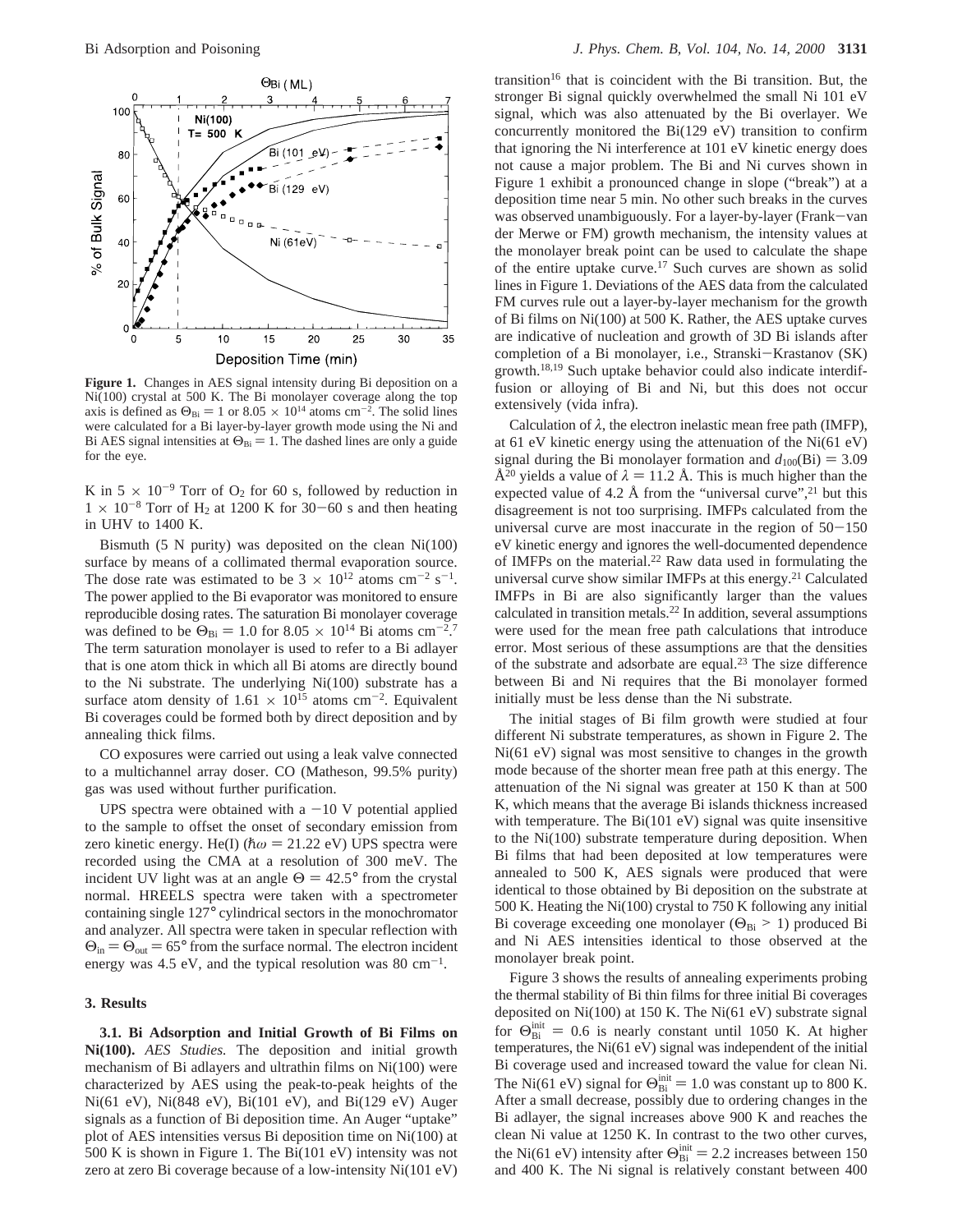**Figure 1.** Changes in AES signal intensity during Bi deposition on a Ni(100) crystal at 500 K. The Bi monolayer coverage along the top axis is defined as $\Theta_{Bi} = 1$ or $8.05 \times 10^{14}$ atoms cm$^{-2}$. The solid lines were calculated for a Bi layer-by-layer growth mode using the Ni and Bi AES signal intensities at $\Theta_{Bi} = 1$. The dashed lines are only a guide for the eye.

K in $5 \times 10^{-9}$ Torr of $O_2$ for 60 s, followed by reduction in $1 \times 10^{-8}$ Torr of $H_2$ at 1200 K for 30–60 s and then heating in UHV to 1400 K.

Bismuth (5 N purity) was deposited on the clean Ni(100) surface by means of a collimated thermal evaporation source. The dose rate was estimated to be $3 \times 10^{12}$ atoms cm$^{-2}$ s$^{-1}$. The power applied to the Bi evaporator was monitored to ensure reproducible dosing rates. The saturation Bi monolayer coverage was defined to be $\Theta_{Bi} = 1.0$ for $8.05 \times 10^{14}$ Bi atoms cm$^{-2}$.[7] The term saturation monolayer is used to refer to a Bi adlayer that is one atom thick in which all Bi atoms are directly bound to the Ni substrate. The underlying Ni(100) substrate has a surface atom density of $1.61 \times 10^{15}$ atoms cm$^{-2}$. Equivalent Bi coverages could be formed both by direct deposition and by annealing thick films.

CO exposures were carried out using a leak valve connected to a multichannel array doser. CO (Matheson, 99.5% purity) gas was used without further purification.

UPS spectra were obtained with a −10 V potential applied to the sample to offset the onset of secondary emission from zero kinetic energy. He(I) ($\hbar\omega = 21.22$ eV) UPS spectra were recorded using the CMA at a resolution of 300 meV. The incident UV light was at an angle $\Theta = 42.5°$ from the crystal normal. HREELS spectra were taken with a spectrometer containing single 127° cylindrical sectors in the monochromator and analyzer. All spectra were taken in specular reflection with $\Theta_{in} = \Theta_{out} = 65°$ from the surface normal. The electron incident energy was 4.5 eV, and the typical resolution was 80 cm$^{-1}$.

## 3. Results

**3.1. Bi Adsorption and Initial Growth of Bi Films on Ni(100).** *AES Studies.* The deposition and initial growth mechanism of Bi adlayers and ultrathin films on Ni(100) were characterized by AES using the peak-to-peak heights of the Ni(61 eV), Ni(848 eV), Bi(101 eV), and Bi(129 eV) Auger signals as a function of Bi deposition time. An Auger "uptake" plot of AES intensities versus Bi deposition time on Ni(100) at 500 K is shown in Figure 1. The Bi(101 eV) intensity was not zero at zero Bi coverage because of a low-intensity Ni(101 eV) transition[16] that is coincident with the Bi transition. But, the stronger Bi signal quickly overwhelmed the small Ni 101 eV signal, which was also attenuated by the Bi overlayer. We concurrently monitored the Bi(129 eV) transition to confirm that ignoring the Ni interference at 101 eV kinetic energy does not cause a major problem. The Bi and Ni curves shown in Figure 1 exhibit a pronounced change in slope ("break") at a deposition time near 5 min. No other such breaks in the curves was observed unambiguously. For a layer-by-layer (Frank–van der Merwe or FM) growth mechanism, the intensity values at the monolayer break point can be used to calculate the shape of the entire uptake curve.[17] Such curves are shown as solid lines in Figure 1. Deviations of the AES data from the calculated FM curves rule out a layer-by-layer mechanism for the growth of Bi films on Ni(100) at 500 K. Rather, the AES uptake curves are indicative of nucleation and growth of 3D Bi islands after completion of a Bi monolayer, i.e., Stranski–Krastanov (SK) growth.[18,19] Such uptake behavior could also indicate interdiffusion or alloying of Bi and Ni, but this does not occur extensively (vida infra).

Calculation of $\lambda$, the electron inelastic mean free path (IMFP), at 61 eV kinetic energy using the attenuation of the Ni(61 eV) signal during the Bi monolayer formation and $d_{100}$(Bi) = 3.09 Å[20] yields a value of $\lambda = 11.2$ Å. This is much higher than the expected value of 4.2 Å from the "universal curve",[21] but this disagreement is not too surprising. IMFPs calculated from the universal curve are most inaccurate in the region of 50–150 eV kinetic energy and ignores the well-documented dependence of IMFPs on the material.[22] Raw data used in formulating the universal curve show similar IMFPs at this energy.[21] Calculated IMFPs in Bi are also significantly larger than the values calculated in transition metals.[22] In addition, several assumptions were used for the mean free path calculations that introduce error. Most serious of these assumptions are that the densities of the substrate and adsorbate are equal.[23] The size difference between Bi and Ni requires that the Bi monolayer formed initially must be less dense than the Ni substrate.

The initial stages of Bi film growth were studied at four different Ni substrate temperatures, as shown in Figure 2. The Ni(61 eV) signal was most sensitive to changes in the growth mode because of the shorter mean free path at this energy. The attenuation of the Ni signal was greater at 150 K than at 500 K, which means that the average Bi islands thickness increased with temperature. The Bi(101 eV) signal was quite insensitive to the Ni(100) substrate temperature during deposition. When Bi films that had been deposited at low temperatures were annealed to 500 K, AES signals were produced that were identical to those obtained by Bi deposition on the substrate at 500 K. Heating the Ni(100) crystal to 750 K following any initial Bi coverage exceeding one monolayer ($\Theta_{Bi} > 1$) produced Bi and Ni AES intensities identical to those observed at the monolayer break point.

Figure 3 shows the results of annealing experiments probing the thermal stability of Bi thin films for three initial Bi coverages deposited on Ni(100) at 150 K. The Ni(61 eV) substrate signal for $\Theta_{Bi}^{init} = 0.6$ is nearly constant until 1050 K. At higher temperatures, the Ni(61 eV) signal was independent of the initial Bi coverage used and increased toward the value for clean Ni. The Ni(61 eV) signal for $\Theta_{Bi}^{init} = 1.0$ was constant up to 800 K. After a small decrease, possibly due to ordering changes in the Bi adlayer, the signal increases above 900 K and reaches the clean Ni value at 1250 K. In contrast to the two other curves, the Ni(61 eV) intensity after $\Theta_{Bi}^{init} = 2.2$ increases between 150 and 400 K. The Ni signal is relatively constant between 400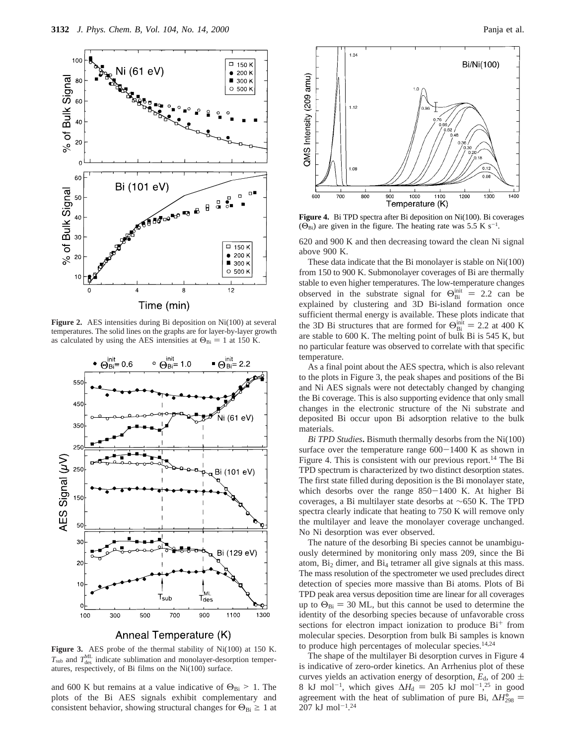**Figure 2.** AES intensities during Bi deposition on Ni(100) at several temperatures. The solid lines on the graphs are for layer-by-layer growth as calculated by using the AES intensities at $\Theta_{Bi} = 1$ at 150 K.

**Figure 3.** AES probe of the thermal stability of Ni(100) at 150 K. $T_{sub}$ and $T_{des}^{ML}$ indicate sublimation and monolayer-desorption temperatures, respectively, of Bi films on the Ni(100) surface.

and 600 K but remains at a value indicative of $\Theta_{Bi} > 1$. The plots of the Bi AES signals exhibit complementary and consistent behavior, showing structural changes for $\Theta_{Bi} \geq 1$ at 620 and 900 K and then decreasing toward the clean Ni signal above 900 K.

**Figure 4.** Bi TPD spectra after Bi deposition on Ni(100). Bi coverages ($\Theta_{Bi}$) are given in the figure. The heating rate was 5.5 K s$^{-1}$.

These data indicate that the Bi monolayer is stable on Ni(100) from 150 to 900 K. Submonolayer coverages of Bi are thermally stable to even higher temperatures. The low-temperature changes observed in the substrate signal for $\Theta_{Bi}^{init} = 2.2$ can be explained by clustering and 3D Bi-island formation once sufficient thermal energy is available. These plots indicate that the 3D Bi structures that are formed for $\Theta_{Bi}^{init} = 2.2$ at 400 K are stable to 600 K. The melting point of bulk Bi is 545 K, but no particular feature was observed to correlate with that specific temperature.

As a final point about the AES spectra, which is also relevant to the plots in Figure 3, the peak shapes and positions of the Bi and Ni AES signals were not detectably changed by changing the Bi coverage. This is also supporting evidence that only small changes in the electronic structure of the Ni substrate and deposited Bi occur upon Bi adsorption relative to the bulk materials.

*Bi TPD Studies***.** Bismuth thermally desorbs from the Ni(100) surface over the temperature range 600−1400 K as shown in Figure 4. This is consistent with our previous report.[14] The Bi TPD spectrum is characterized by two distinct desorption states. The first state filled during deposition is the Bi monolayer state, which desorbs over the range 850−1400 K. At higher Bi coverages, a Bi multilayer state desorbs at ∼650 K. The TPD spectra clearly indicate that heating to 750 K will remove only the multilayer and leave the monolayer coverage unchanged. No Ni desorption was ever observed.

The nature of the desorbing Bi species cannot be unambiguously determined by monitoring only mass 209, since the Bi atom, $Bi_2$ dimer, and $Bi_4$ tetramer all give signals at this mass. The mass resolution of the spectrometer we used precludes direct detection of species more massive than Bi atoms. Plots of Bi TPD peak area versus deposition time are linear for all coverages up to $\Theta_{Bi} = 30$ ML, but this cannot be used to determine the identity of the desorbing species because of unfavorable cross sections for electron impact ionization to produce $Bi^+$ from molecular species. Desorption from bulk Bi samples is known to produce high percentages of molecular species.[14,24]

The shape of the multilayer Bi desorption curves in Figure 4 is indicative of zero-order kinetics. An Arrhenius plot of these curves yields an activation energy of desorption, $E_d$, of 200 ± 8 kJ mol$^{-1}$, which gives $\Delta H_d = 205$ kJ mol$^{-1}$,[25] in good agreement with the heat of sublimation of pure Bi, $\Delta H^{\circ}_{298} =$ 207 kJ mol$^{-1}$.[24]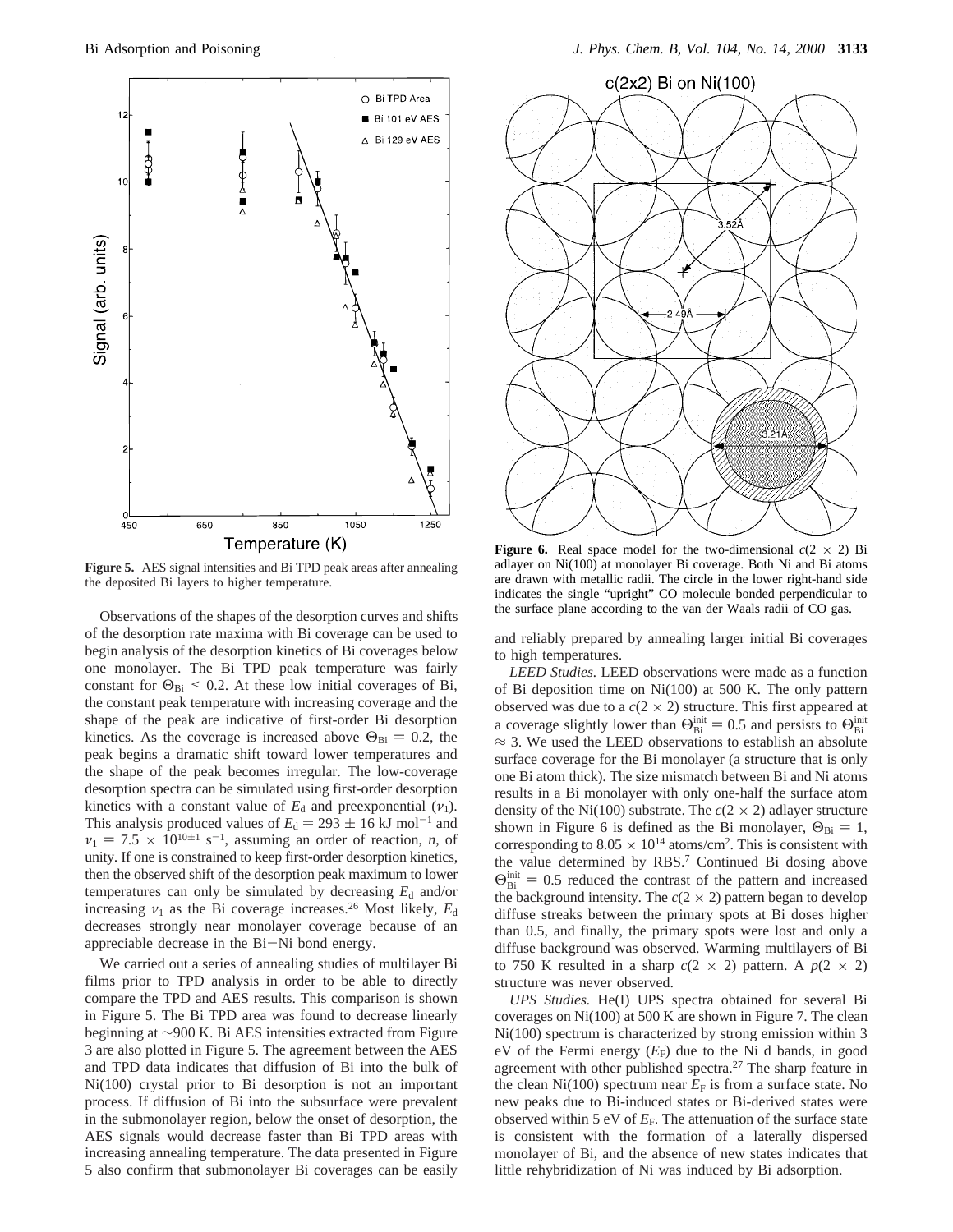**Figure 5.** AES signal intensities and Bi TPD peak areas after annealing the deposited Bi layers to higher temperature.

Observations of the shapes of the desorption curves and shifts of the desorption rate maxima with Bi coverage can be used to begin analysis of the desorption kinetics of Bi coverages below one monolayer. The Bi TPD peak temperature was fairly constant for $\Theta_{Bi} < 0.2$. At these low initial coverages of Bi, the constant peak temperature with increasing coverage and the shape of the peak are indicative of first-order Bi desorption kinetics. As the coverage is increased above $\Theta_{Bi} = 0.2$, the peak begins a dramatic shift toward lower temperatures and the shape of the peak becomes irregular. The low-coverage desorption spectra can be simulated using first-order desorption kinetics with a constant value of $E_d$ and preexponential ($\nu_1$). This analysis produced values of $E_d = 293 \pm 16$ kJ mol$^{-1}$ and $\nu_1 = 7.5 \times 10^{10\pm1}$ s$^{-1}$, assuming an order of reaction, $n$, of unity. If one is constrained to keep first-order desorption kinetics, then the observed shift of the desorption peak maximum to lower temperatures can only be simulated by decreasing $E_d$ and/or increasing $\nu_1$ as the Bi coverage increases.[26] Most likely, $E_d$ decreases strongly near monolayer coverage because of an appreciable decrease in the Bi−Ni bond energy.

We carried out a series of annealing studies of multilayer Bi films prior to TPD analysis in order to be able to directly compare the TPD and AES results. This comparison is shown in Figure 5. The Bi TPD area was found to decrease linearly beginning at ~900 K. Bi AES intensities extracted from Figure 3 are also plotted in Figure 5. The agreement between the AES and TPD data indicates that diffusion of Bi into the bulk of Ni(100) crystal prior to Bi desorption is not an important process. If diffusion of Bi into the subsurface were prevalent in the submonolayer region, below the onset of desorption, the AES signals would decrease faster than Bi TPD areas with increasing annealing temperature. The data presented in Figure 5 also confirm that submonolayer Bi coverages can be easily and reliably prepared by annealing larger initial Bi coverages to high temperatures.

**Figure 6.** Real space model for the two-dimensional $c(2 \times 2)$ Bi adlayer on Ni(100) at monolayer Bi coverage. Both Ni and Bi atoms are drawn with metallic radii. The circle in the lower right-hand side indicates the single "upright" CO molecule bonded perpendicular to the surface plane according to the van der Waals radii of CO gas.

*LEED Studies.* LEED observations were made as a function of Bi deposition time on Ni(100) at 500 K. The only pattern observed was due to a $c(2 \times 2)$ structure. This first appeared at a coverage slightly lower than $\Theta_{Bi}^{init} = 0.5$ and persists to $\Theta_{Bi}^{init} \approx 3$. We used the LEED observations to establish an absolute surface coverage for the Bi monolayer (a structure that is only one Bi atom thick). The size mismatch between Bi and Ni atoms results in a Bi monolayer with only one-half the surface atom density of the Ni(100) substrate. The $c(2 \times 2)$ adlayer structure shown in Figure 6 is defined as the Bi monolayer, $\Theta_{Bi} = 1$, corresponding to $8.05 \times 10^{14}$ atoms/cm$^2$. This is consistent with the value determined by RBS.[7] Continued Bi dosing above $\Theta_{Bi}^{init} = 0.5$ reduced the contrast of the pattern and increased the background intensity. The $c(2 \times 2)$ pattern began to develop diffuse streaks between the primary spots at Bi doses higher than 0.5, and finally, the primary spots were lost and only a diffuse background was observed. Warming multilayers of Bi to 750 K resulted in a sharp $c(2 \times 2)$ pattern. A $p(2 \times 2)$ structure was never observed.

*UPS Studies.* He(I) UPS spectra obtained for several Bi coverages on Ni(100) at 500 K are shown in Figure 7. The clean Ni(100) spectrum is characterized by strong emission within 3 eV of the Fermi energy ($E_F$) due to the Ni d bands, in good agreement with other published spectra.[27] The sharp feature in the clean Ni(100) spectrum near $E_F$ is from a surface state. No new peaks due to Bi-induced states or Bi-derived states were observed within 5 eV of $E_F$. The attenuation of the surface state is consistent with the formation of a laterally dispersed monolayer of Bi, and the absence of new states indicates that little rehybridization of Ni was induced by Bi adsorption.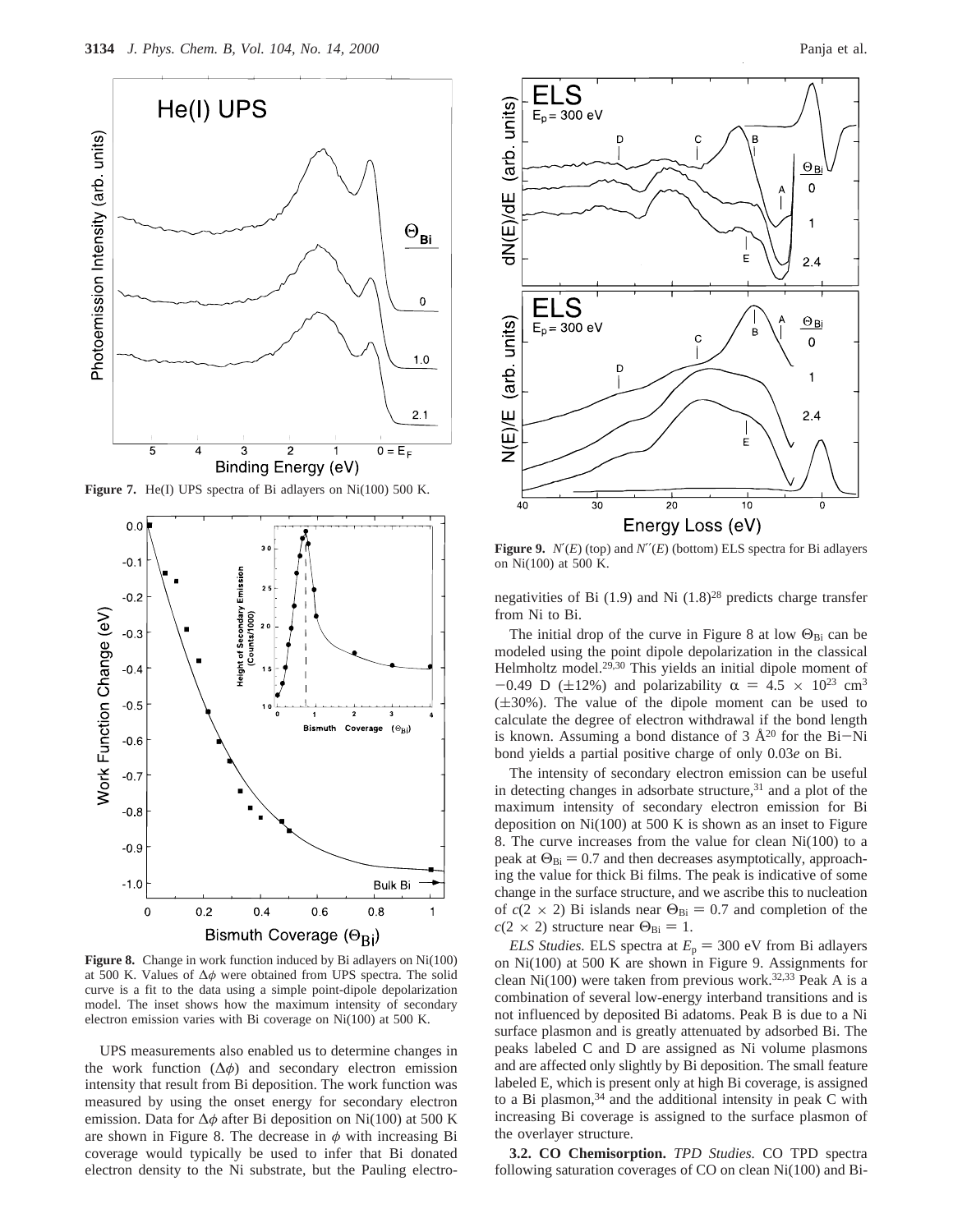**Figure 7.** He(I) UPS spectra of Bi adlayers on Ni(100) 500 K.

**Figure 8.** Change in work function induced by Bi adlayers on Ni(100) at 500 K. Values of $\Delta\phi$ were obtained from UPS spectra. The solid curve is a fit to the data using a simple point-dipole depolarization model. The inset shows how the maximum intensity of secondary electron emission varies with Bi coverage on Ni(100) at 500 K.

UPS measurements also enabled us to determine changes in the work function ($\Delta\phi$) and secondary electron emission intensity that result from Bi deposition. The work function was measured by using the onset energy for secondary electron emission. Data for $\Delta\phi$ after Bi deposition on Ni(100) at 500 K are shown in Figure 8. The decrease in $\phi$ with increasing Bi coverage would typically be used to infer that Bi donated electron density to the Ni substrate, but the Pauling electronegativities of Bi (1.9) and Ni (1.8)[28] predicts charge transfer from Ni to Bi.

**Figure 9.** $N'(E)$ (top) and $N''(E)$ (bottom) ELS spectra for Bi adlayers on Ni(100) at 500 K.

The initial drop of the curve in Figure 8 at low $\Theta_{Bi}$ can be modeled using the point dipole depolarization in the classical Helmholtz model.[29,30] This yields an initial dipole moment of $-0.49$ D ($\pm 12\%$) and polarizability $\alpha = 4.5 \times 10^{23}$ cm$^3$ ($\pm 30\%$). The value of the dipole moment can be used to calculate the degree of electron withdrawal if the bond length is known. Assuming a bond distance of 3 Å[20] for the Bi–Ni bond yields a partial positive charge of only 0.03*e* on Bi.

The intensity of secondary electron emission can be useful in detecting changes in adsorbate structure,[31] and a plot of the maximum intensity of secondary electron emission for Bi deposition on Ni(100) at 500 K is shown as an inset to Figure 8. The curve increases from the value for clean Ni(100) to a peak at $\Theta_{Bi} = 0.7$ and then decreases asymptotically, approaching the value for thick Bi films. The peak is indicative of some change in the surface structure, and we ascribe this to nucleation of $c(2 \times 2)$ Bi islands near $\Theta_{Bi} = 0.7$ and completion of the $c(2 \times 2)$ structure near $\Theta_{Bi} = 1$.

*ELS Studies.* ELS spectra at $E_p = 300$ eV from Bi adlayers on Ni(100) at 500 K are shown in Figure 9. Assignments for clean Ni(100) were taken from previous work.[32,33] Peak A is a combination of several low-energy interband transitions and is not influenced by deposited Bi adatoms. Peak B is due to a Ni surface plasmon and is greatly attenuated by adsorbed Bi. The peaks labeled C and D are assigned as Ni volume plasmons and are affected only slightly by Bi deposition. The small feature labeled E, which is present only at high Bi coverage, is assigned to a Bi plasmon,[34] and the additional intensity in peak C with increasing Bi coverage is assigned to the surface plasmon of the overlayer structure.

**3.2. CO Chemisorption.** *TPD Studies.* CO TPD spectra following saturation coverages of CO on clean Ni(100) and Bi-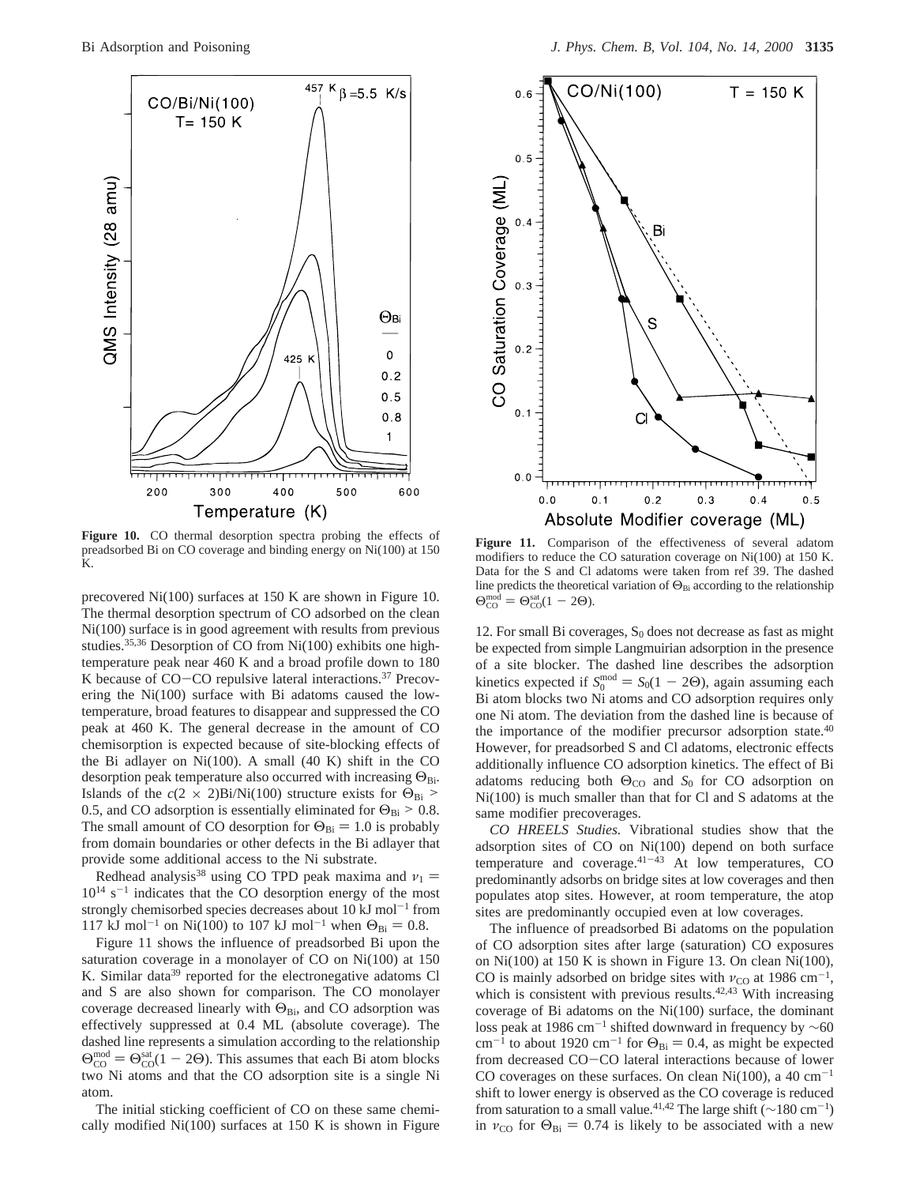**Figure 10.** CO thermal desorption spectra probing the effects of preadsorbed Bi on CO coverage and binding energy on Ni(100) at 150 K.

**Figure 11.** Comparison of the effectiveness of several adatom modifiers to reduce the CO saturation coverage on Ni(100) at 150 K. Data for the S and Cl adatoms were taken from ref 39. The dashed line predicts the theoretical variation of $\Theta_{Bi}$ according to the relationship $\Theta_{CO}^{mod} = \Theta_{CO}^{sat}(1 - 2\Theta)$.

precovered Ni(100) surfaces at 150 K are shown in Figure 10. The thermal desorption spectrum of CO adsorbed on the clean Ni(100) surface is in good agreement with results from previous studies.[35,36] Desorption of CO from Ni(100) exhibits one high-temperature peak near 460 K and a broad profile down to 180 K because of CO−CO repulsive lateral interactions.[37] Precovering the Ni(100) surface with Bi adatoms caused the low-temperature, broad features to disappear and suppressed the CO peak at 460 K. The general decrease in the amount of CO chemisorption is expected because of site-blocking effects of the Bi adlayer on Ni(100). A small (40 K) shift in the CO desorption peak temperature also occurred with increasing $\Theta_{Bi}$. Islands of the $c(2 \times 2)$Bi/Ni(100) structure exists for $\Theta_{Bi} > 0.5$, and CO adsorption is essentially eliminated for $\Theta_{Bi} > 0.8$. The small amount of CO desorption for $\Theta_{Bi} = 1.0$ is probably from domain boundaries or other defects in the Bi adlayer that provide some additional access to the Ni substrate.

Redhead analysis[38] using CO TPD peak maxima and $\nu_1 = 10^{14}$ s$^{-1}$ indicates that the CO desorption energy of the most strongly chemisorbed species decreases about 10 kJ mol$^{-1}$ from 117 kJ mol$^{-1}$ on Ni(100) to 107 kJ mol$^{-1}$ when $\Theta_{Bi} = 0.8$.

Figure 11 shows the influence of preadsorbed Bi upon the saturation coverage in a monolayer of CO on Ni(100) at 150 K. Similar data[39] reported for the electronegative adatoms Cl and S are also shown for comparison. The CO monolayer coverage decreased linearly with $\Theta_{Bi}$, and CO adsorption was effectively suppressed at 0.4 ML (absolute coverage). The dashed line represents a simulation according to the relationship $\Theta_{CO}^{mod} = \Theta_{CO}^{sat}(1 - 2\Theta)$. This assumes that each Bi atom blocks two Ni atoms and that the CO adsorption site is a single Ni atom.

The initial sticking coefficient of CO on these same chemically modified Ni(100) surfaces at 150 K is shown in Figure 12. For small Bi coverages, $S_0$ does not decrease as fast as might be expected from simple Langmuirian adsorption in the presence of a site blocker. The dashed line describes the adsorption kinetics expected if $S_0^{mod} = S_0(1 - 2\Theta)$, again assuming each Bi atom blocks two Ni atoms and CO adsorption requires only one Ni atom. The deviation from the dashed line is because of the importance of the modifier precursor adsorption state.[40] However, for preadsorbed S and Cl adatoms, electronic effects additionally influence CO adsorption kinetics. The effect of Bi adatoms reducing both $\Theta_{CO}$ and $S_0$ for CO adsorption on Ni(100) is much smaller than that for Cl and S adatoms at the same modifier precoverages.

*CO HREELS Studies.* Vibrational studies show that the adsorption sites of CO on Ni(100) depend on both surface temperature and coverage.[41−43] At low temperatures, CO predominantly adsorbs on bridge sites at low coverages and then populates atop sites. However, at room temperature, the atop sites are predominantly occupied even at low coverages.

The influence of preadsorbed Bi adatoms on the population of CO adsorption sites after large (saturation) CO exposures on Ni(100) at 150 K is shown in Figure 13. On clean Ni(100), CO is mainly adsorbed on bridge sites with $\nu_{CO}$ at 1986 cm$^{-1}$, which is consistent with previous results.[42,43] With increasing coverage of Bi adatoms on the Ni(100) surface, the dominant loss peak at 1986 cm$^{-1}$ shifted downward in frequency by ~60 cm$^{-1}$ to about 1920 cm$^{-1}$ for $\Theta_{Bi} = 0.4$, as might be expected from decreased CO−CO lateral interactions because of lower CO coverages on these surfaces. On clean Ni(100), a 40 cm$^{-1}$ shift to lower energy is observed as the CO coverage is reduced from saturation to a small value.[41,42] The large shift (~180 cm$^{-1}$) in $\nu_{CO}$ for $\Theta_{Bi} = 0.74$ is likely to be associated with a new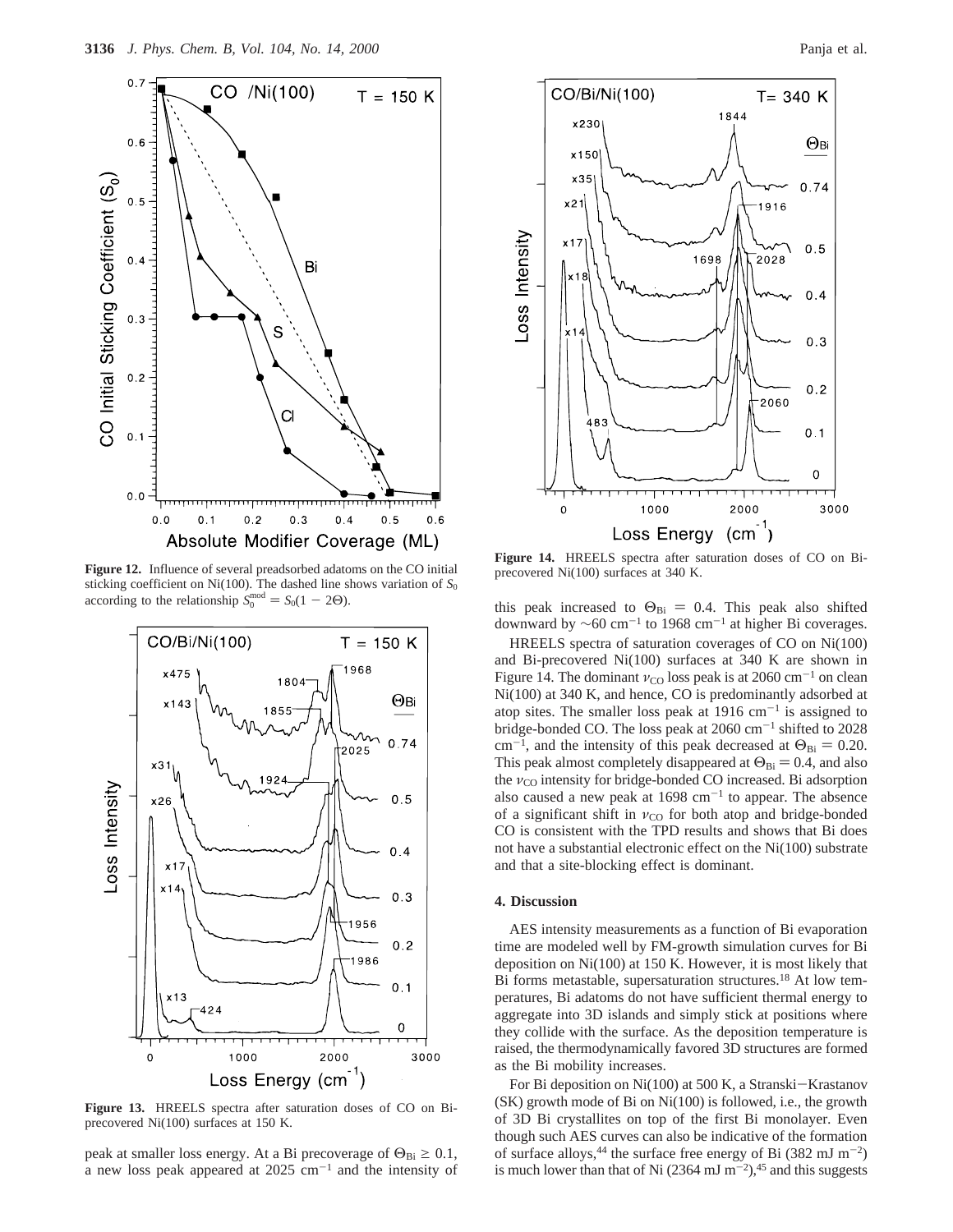**Figure 12.** Influence of several preadsorbed adatoms on the CO initial sticking coefficient on Ni(100). The dashed line shows variation of $S_0$ according to the relationship $S_0^{\rm mod} = S_0(1 - 2\Theta)$.

**Figure 13.** HREELS spectra after saturation doses of CO on Bi-precovered Ni(100) surfaces at 150 K.

peak at smaller loss energy. At a Bi precoverage of $\Theta_{Bi} \geq 0.1$, a new loss peak appeared at 2025 cm$^{-1}$ and the intensity of this peak increased to $\Theta_{Bi} = 0.4$. This peak also shifted downward by ~60 cm$^{-1}$ to 1968 cm$^{-1}$ at higher Bi coverages.

HREELS spectra of saturation coverages of CO on Ni(100) and Bi-precovered Ni(100) surfaces at 340 K are shown in Figure 14. The dominant $\nu_{CO}$ loss peak is at 2060 cm$^{-1}$ on clean Ni(100) at 340 K, and hence, CO is predominantly adsorbed at atop sites. The smaller loss peak at 1916 cm$^{-1}$ is assigned to bridge-bonded CO. The loss peak at 2060 cm$^{-1}$ shifted to 2028 cm$^{-1}$, and the intensity of this peak decreased at $\Theta_{Bi} = 0.20$. This peak almost completely disappeared at $\Theta_{Bi} = 0.4$, and also the $\nu_{CO}$ intensity for bridge-bonded CO increased. Bi adsorption also caused a new peak at 1698 cm$^{-1}$ to appear. The absence of a significant shift in $\nu_{CO}$ for both atop and bridge-bonded CO is consistent with the TPD results and shows that Bi does not have a substantial electronic effect on the Ni(100) substrate and that a site-blocking effect is dominant.

**Figure 14.** HREELS spectra after saturation doses of CO on Bi-precovered Ni(100) surfaces at 340 K.

## 4. Discussion

AES intensity measurements as a function of Bi evaporation time are modeled well by FM-growth simulation curves for Bi deposition on Ni(100) at 150 K. However, it is most likely that Bi forms metastable, supersaturation structures.[18] At low temperatures, Bi adatoms do not have sufficient thermal energy to aggregate into 3D islands and simply stick at positions where they collide with the surface. As the deposition temperature is raised, the thermodynamically favored 3D structures are formed as the Bi mobility increases.

For Bi deposition on Ni(100) at 500 K, a Stranski–Krastanov (SK) growth mode of Bi on Ni(100) is followed, i.e., the growth of 3D Bi crystallites on top of the first Bi monolayer. Even though such AES curves can also be indicative of the formation of surface alloys,[44] the surface free energy of Bi (382 mJ m$^{-2}$) is much lower than that of Ni (2364 mJ m$^{-2}$),[45] and this suggests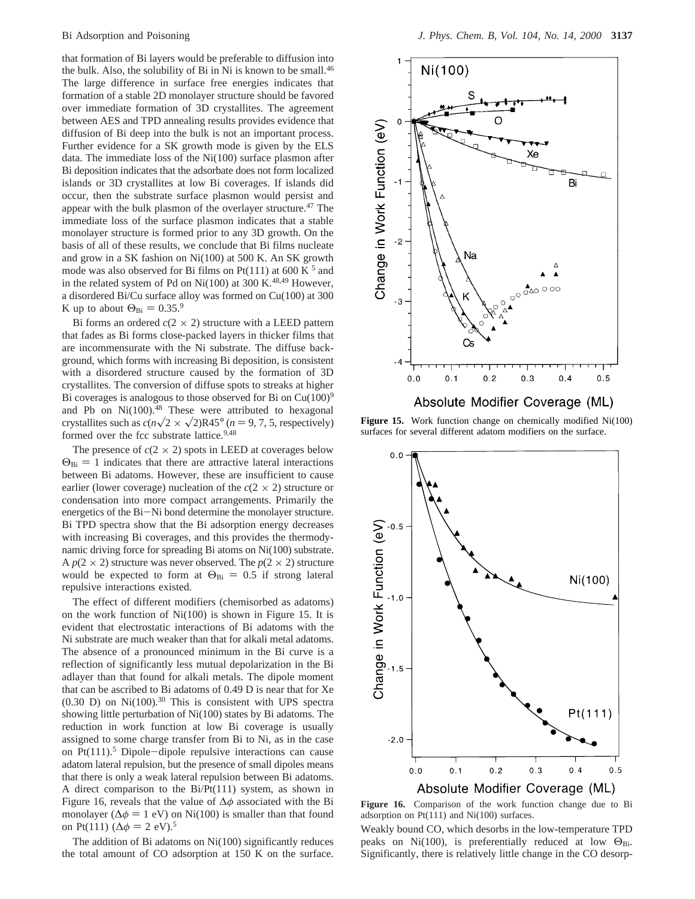that formation of Bi layers would be preferable to diffusion into the bulk. Also, the solubility of Bi in Ni is known to be small.[46] The large difference in surface free energies indicates that formation of a stable 2D monolayer structure should be favored over immediate formation of 3D crystallites. The agreement between AES and TPD annealing results provides evidence that diffusion of Bi deep into the bulk is not an important process. Further evidence for a SK growth mode is given by the ELS data. The immediate loss of the Ni(100) surface plasmon after Bi deposition indicates that the adsorbate does not form localized islands or 3D crystallites at low Bi coverages. If islands did occur, then the substrate surface plasmon would persist and appear with the bulk plasmon of the overlayer structure.[47] The immediate loss of the surface plasmon indicates that a stable monolayer structure is formed prior to any 3D growth. On the basis of all of these results, we conclude that Bi films nucleate and grow in a SK fashion on Ni(100) at 500 K. An SK growth mode was also observed for Bi films on Pt(111) at 600 K [5] and in the related system of Pd on Ni(100) at 300 K.[48,49] However, a disordered Bi/Cu surface alloy was formed on Cu(100) at 300 K up to about $\Theta_{Bi} = 0.35$.[9]

Bi forms an ordered $c(2 \times 2)$ structure with a LEED pattern that fades as Bi forms close-packed layers in thicker films that are incommensurate with the Ni substrate. The diffuse background, which forms with increasing Bi deposition, is consistent with a disordered structure caused by the formation of 3D crystallites. The conversion of diffuse spots to streaks at higher Bi coverages is analogous to those observed for Bi on Cu(100)[9] and Pb on Ni(100).[48] These were attributed to hexagonal crystallites such as $c(n\sqrt{2} \times \sqrt{2})$R45° ($n$ = 9, 7, 5, respectively) formed over the fcc substrate lattice.[9,48]

The presence of $c(2 \times 2)$ spots in LEED at coverages below $\Theta_{Bi} = 1$ indicates that there are attractive lateral interactions between Bi adatoms. However, these are insufficient to cause earlier (lower coverage) nucleation of the $c(2 \times 2)$ structure or condensation into more compact arrangements. Primarily the energetics of the Bi–Ni bond determine the monolayer structure. Bi TPD spectra show that the Bi adsorption energy decreases with increasing Bi coverages, and this provides the thermodynamic driving force for spreading Bi atoms on Ni(100) substrate. A $p(2 \times 2)$ structure was never observed. The $p(2 \times 2)$ structure would be expected to form at $\Theta_{Bi} = 0.5$ if strong lateral repulsive interactions existed.

The effect of different modifiers (chemisorbed as adatoms) on the work function of Ni(100) is shown in Figure 15. It is evident that electrostatic interactions of Bi adatoms with the Ni substrate are much weaker than that for alkali metal adatoms. The absence of a pronounced minimum in the Bi curve is a reflection of significantly less mutual depolarization in the Bi adlayer than that found for alkali metals. The dipole moment that can be ascribed to Bi adatoms of 0.49 D is near that for Xe (0.30 D) on Ni(100).[30] This is consistent with UPS spectra showing little perturbation of Ni(100) states by Bi adatoms. The reduction in work function at low Bi coverage is usually assigned to some charge transfer from Bi to Ni, as in the case on Pt(111).[5] Dipole–dipole repulsive interactions can cause adatom lateral repulsion, but the presence of small dipoles means that there is only a weak lateral repulsion between Bi adatoms. A direct comparison to the Bi/Pt(111) system, as shown in Figure 16, reveals that the value of $\Delta\phi$ associated with the Bi monolayer ($\Delta\phi$ = 1 eV) on Ni(100) is smaller than that found on Pt(111) ($\Delta\phi$ = 2 eV).[5]

The addition of Bi adatoms on Ni(100) significantly reduces the total amount of CO adsorption at 150 K on the surface. Weakly bound CO, which desorbs in the low-temperature TPD peaks on Ni(100), is preferentially reduced at low $\Theta_{Bi}$. Significantly, there is relatively little change in the CO desorp-

**Figure 15.** Work function change on chemically modified Ni(100) surfaces for several different adatom modifiers on the surface.

**Figure 16.** Comparison of the work function change due to Bi adsorption on Pt(111) and Ni(100) surfaces.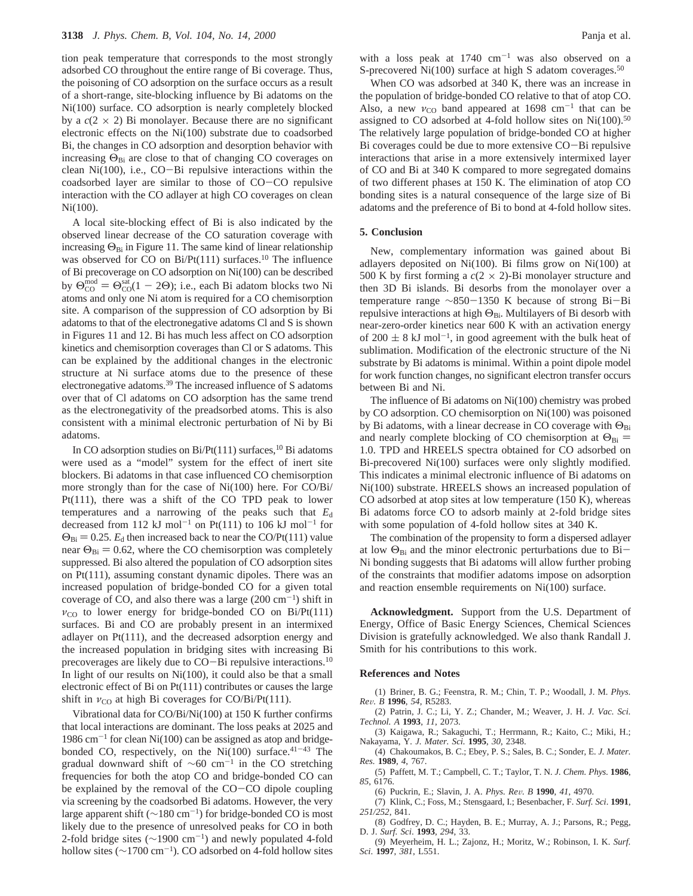tion peak temperature that corresponds to the most strongly adsorbed CO throughout the entire range of Bi coverage. Thus, the poisoning of CO adsorption on the surface occurs as a result of a short-range, site-blocking influence by Bi adatoms on the Ni(100) surface. CO adsorption is nearly completely blocked by a $c(2 \times 2)$ Bi monolayer. Because there are no significant electronic effects on the Ni(100) substrate due to coadsorbed Bi, the changes in CO adsorption and desorption behavior with increasing $\Theta_{Bi}$ are close to that of changing CO coverages on clean Ni(100), i.e., CO−Bi repulsive interactions within the coadsorbed layer are similar to those of CO−CO repulsive interaction with the CO adlayer at high CO coverages on clean Ni(100).

A local site-blocking effect of Bi is also indicated by the observed linear decrease of the CO saturation coverage with increasing $\Theta_{Bi}$ in Figure 11. The same kind of linear relationship was observed for CO on Bi/Pt(111) surfaces.[10] The influence of Bi precoverage on CO adsorption on Ni(100) can be described by $\Theta_{CO}^{mod} = \Theta_{CO}^{sat}(1 - 2\Theta)$; i.e., each Bi adatom blocks two Ni atoms and only one Ni atom is required for a CO chemisorption site. A comparison of the suppression of CO adsorption by Bi adatoms to that of the electronegative adatoms Cl and S is shown in Figures 11 and 12. Bi has much less affect on CO adsorption kinetics and chemisorption coverages than Cl or S adatoms. This can be explained by the additional changes in the electronic structure at Ni surface atoms due to the presence of these electronegative adatoms.[39] The increased influence of S adatoms over that of Cl adatoms on CO adsorption has the same trend as the electronegativity of the preadsorbed atoms. This is also consistent with a minimal electronic perturbation of Ni by Bi adatoms.

In CO adsorption studies on Bi/Pt(111) surfaces,[10] Bi adatoms were used as a "model" system for the effect of inert site blockers. Bi adatoms in that case influenced CO chemisorption more strongly than for the case of Ni(100) here. For CO/Bi/Pt(111), there was a shift of the CO TPD peak to lower temperatures and a narrowing of the peaks such that $E_d$ decreased from 112 kJ mol$^{-1}$ on Pt(111) to 106 kJ mol$^{-1}$ for $\Theta_{Bi} = 0.25$. $E_d$ then increased back to near the CO/Pt(111) value near $\Theta_{Bi} = 0.62$, where the CO chemisorption was completely suppressed. Bi also altered the population of CO adsorption sites on Pt(111), assuming constant dynamic dipoles. There was an increased population of bridge-bonded CO for a given total coverage of CO, and also there was a large (200 cm$^{-1}$) shift in $\nu_{CO}$ to lower energy for bridge-bonded CO on Bi/Pt(111) surfaces. Bi and CO are probably present in an intermixed adlayer on Pt(111), and the decreased adsorption energy and the increased population in bridging sites with increasing Bi precoverages are likely due to CO−Bi repulsive interactions.[10] In light of our results on Ni(100), it could also be that a small electronic effect of Bi on Pt(111) contributes or causes the large shift in $\nu_{CO}$ at high Bi coverages for CO/Bi/Pt(111).

Vibrational data for CO/Bi/Ni(100) at 150 K further confirms that local interactions are dominant. The loss peaks at 2025 and 1986 cm$^{-1}$ for clean Ni(100) can be assigned as atop and bridge-bonded CO, respectively, on the Ni(100) surface.[41−43] The gradual downward shift of ∼60 cm$^{-1}$ in the CO stretching frequencies for both the atop CO and bridge-bonded CO can be explained by the removal of the CO−CO dipole coupling via screening by the coadsorbed Bi adatoms. However, the very large apparent shift (∼180 cm$^{-1}$) for bridge-bonded CO is most likely due to the presence of unresolved peaks for CO in both 2-fold bridge sites (∼1900 cm$^{-1}$) and newly populated 4-fold hollow sites (∼1700 cm$^{-1}$). CO adsorbed on 4-fold hollow sites with a loss peak at 1740 cm$^{-1}$ was also observed on a S-precovered Ni(100) surface at high S adatom coverages.[50]

When CO was adsorbed at 340 K, there was an increase in the population of bridge-bonded CO relative to that of atop CO. Also, a new $\nu_{CO}$ band appeared at 1698 cm$^{-1}$ that can be assigned to CO adsorbed at 4-fold hollow sites on Ni(100).[50] The relatively large population of bridge-bonded CO at higher Bi coverages could be due to more extensive CO−Bi repulsive interactions that arise in a more extensively intermixed layer of CO and Bi at 340 K compared to more segregated domains of two different phases at 150 K. The elimination of atop CO bonding sites is a natural consequence of the large size of Bi adatoms and the preference of Bi to bond at 4-fold hollow sites.

## 5. Conclusion

New, complementary information was gained about Bi adlayers deposited on Ni(100). Bi films grow on Ni(100) at 500 K by first forming a $c(2 \times 2)$-Bi monolayer structure and then 3D Bi islands. Bi desorbs from the monolayer over a temperature range ∼850−1350 K because of strong Bi−Bi repulsive interactions at high $\Theta_{Bi}$. Multilayers of Bi desorb with near-zero-order kinetics near 600 K with an activation energy of 200 ± 8 kJ mol$^{-1}$, in good agreement with the bulk heat of sublimation. Modification of the electronic structure of the Ni substrate by Bi adatoms is minimal. Within a point dipole model for work function changes, no significant electron transfer occurs between Bi and Ni.

The influence of Bi adatoms on Ni(100) chemistry was probed by CO adsorption. CO chemisorption on Ni(100) was poisoned by Bi adatoms, with a linear decrease in CO coverage with $\Theta_{Bi}$ and nearly complete blocking of CO chemisorption at $\Theta_{Bi} = 1.0$. TPD and HREELS spectra obtained for CO adsorbed on Bi-precovered Ni(100) surfaces were only slightly modified. This indicates a minimal electronic influence of Bi adatoms on Ni(100) substrate. HREELS shows an increased population of CO adsorbed at atop sites at low temperature (150 K), whereas Bi adatoms force CO to adsorb mainly at 2-fold bridge sites with some population of 4-fold hollow sites at 340 K.

The combination of the propensity to form a dispersed adlayer at low $\Theta_{Bi}$ and the minor electronic perturbations due to Bi−Ni bonding suggests that Bi adatoms will allow further probing of the constraints that modifier adatoms impose on adsorption and reaction ensemble requirements on Ni(100) surface.

**Acknowledgment.** Support from the U.S. Department of Energy, Office of Basic Energy Sciences, Chemical Sciences Division is gratefully acknowledged. We also thank Randall J. Smith for his contributions to this work.

## References and Notes

(1) Briner, B. G.; Feenstra, R. M.; Chin, T. P.; Woodall, J. M. *Phys. Rev. B* **1996**, *54*, R5283.

(2) Patrin, J. C.; Li, Y. Z.; Chander, M.; Weaver, J. H. *J. Vac. Sci. Technol. A* **1993**, *11*, 2073.

(3) Kaigawa, R.; Sakaguchi, T.; Herrmann, R.; Kaito, C.; Miki, H.; Nakayama, Y. *J. Mater. Sci.* **1995**, *30*, 2348.

(4) Chakoumakos, B. C.; Ebey, P. S.; Sales, B. C.; Sonder, E. *J. Mater. Res.* **1989**, *4*, 767.

(5) Paffett, M. T.; Campbell, C. T.; Taylor, T. N. *J. Chem. Phys.* **1986**, *85*, 6176.

(6) Puckrin, E.; Slavin, J. A. *Phys. Rev. B* **1990**, *41*, 4970.

(7) Klink, C.; Foss, M.; Stensgaard, I.; Besenbacher, F. *Surf. Sci.* **1991**, *251/252*, 841.

(8) Godfrey, D. C.; Hayden, B. E.; Murray, A. J.; Parsons, R.; Pegg, D. J. *Surf. Sci.* **1993**, *294*, 33.

(9) Meyerheim, H. L.; Zajonz, H.; Moritz, W.; Robinson, I. K. *Surf. Sci.* **1997**, *381*, L551.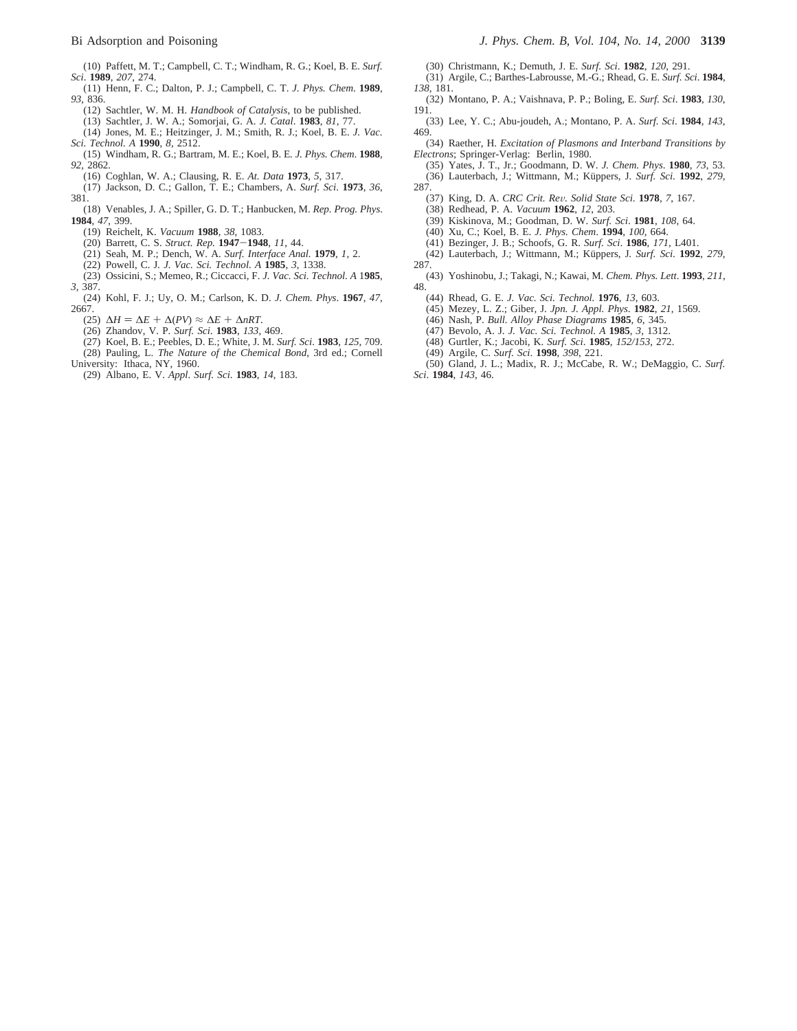(10) Paffett, M. T.; Campbell, C. T.; Windham, R. G.; Koel, B. E. *Surf. Sci.* **1989**, *207*, 274.

(11) Henn, F. C.; Dalton, P. J.; Campbell, C. T. *J. Phys. Chem.* **1989**, *93*, 836.

(12) Sachtler, W. M. H. *Handbook of Catalysis*, to be published.

(13) Sachtler, J. W. A.; Somorjai, G. A. *J. Catal.* **1983**, *81*, 77.

(14) Jones, M. E.; Heitzinger, J. M.; Smith, R. J.; Koel, B. E. *J. Vac. Sci. Technol. A* **1990**, *8*, 2512.

(15) Windham, R. G.; Bartram, M. E.; Koel, B. E. *J. Phys. Chem.* **1988**, *92*, 2862.

(16) Coghlan, W. A.; Clausing, R. E. *At. Data* **1973**, *5*, 317.

(17) Jackson, D. C.; Gallon, T. E.; Chambers, A. *Surf. Sci.* **1973**, *36*, 381.

(18) Venables, J. A.; Spiller, G. D. T.; Hanbucken, M. *Rep. Prog. Phys.* **1984**, *47*, 399.

(19) Reichelt, K. *Vacuum* **1988**, *38*, 1083.

(20) Barrett, C. S. *Struct. Rep.* **1947**−**1948**, *11*, 44.

(21) Seah, M. P.; Dench, W. A. *Surf. Interface Anal.* **1979**, *1*, 2.

(22) Powell, C. J. *J. Vac. Sci. Technol. A* **1985**, *3*, 1338.

(23) Ossicini, S.; Memeo, R.; Ciccacci, F. *J. Vac. Sci. Technol. A* 1**985**, *3*, 387.

(24) Kohl, F. J.; Uy, O. M.; Carlson, K. D. *J. Chem. Phys.* **1967**, *47*, 2667.

(25) $\Delta H = \Delta E + \Delta(PV) \approx \Delta E + \Delta nRT$.

(26) Zhandov, V. P. *Surf. Sci.* **1983**, *133*, 469.

(27) Koel, B. E.; Peebles, D. E.; White, J. M. *Surf. Sci.* **1983**, *125*, 709.

(28) Pauling, L. *The Nature of the Chemical Bond*, 3rd ed.; Cornell University: Ithaca, NY, 1960.

(29) Albano, E. V. *Appl. Surf. Sci.* **1983**, *14*, 183.

(30) Christmann, K.; Demuth, J. E. *Surf. Sci.* **1982**, *120*, 291.

(31) Argile, C.; Barthes-Labrousse, M.-G.; Rhead, G. E. *Surf. Sci.* **1984**, *138*, 181.

(32) Montano, P. A.; Vaishnava, P. P.; Boling, E. *Surf. Sci.* **1983**, *130*, 191.

(33) Lee, Y. C.; Abu-joudeh, A.; Montano, P. A. *Surf. Sci.* **1984**, *143*, 469.

(34) Raether, H. *Excitation of Plasmons and Interband Transitions by Electrons*; Springer-Verlag: Berlin, 1980.

(35) Yates, J. T., Jr.; Goodmann, D. W. *J. Chem. Phys.* **1980**, *73*, 53.

(36) Lauterbach, J.; Wittmann, M.; Küppers, J. *Surf. Sci.* **1992**, *279*, 287.

(37) King, D. A. *CRC Crit. Rev. Solid State Sci.* **1978**, *7*, 167.

(38) Redhead, P. A. *Vacuum* **1962**, *12*, 203.

(39) Kiskinova, M.; Goodman, D. W. *Surf. Sci.* **1981**, *108*, 64.

(40) Xu, C.; Koel, B. E. *J. Phys. Chem.* **1994**, *100*, 664.

(41) Bezinger, J. B.; Schoofs, G. R. *Surf. Sci.* **1986**, *171*, L401.

(42) Lauterbach, J.; Wittmann, M.; Küppers, J. *Surf. Sci.* **1992**, *279*, 287.

(43) Yoshinobu, J.; Takagi, N.; Kawai, M. *Chem. Phys. Lett.* **1993**, *211*, 48.

(44) Rhead, G. E. *J. Vac. Sci. Technol.* **1976**, *13*, 603.

(45) Mezey, L. Z.; Giber, J. *Jpn. J. Appl. Phys.* **1982**, *21*, 1569.

(46) Nash, P. *Bull. Alloy Phase Diagrams* **1985**, *6*, 345.

(47) Bevolo, A. J. *J. Vac. Sci. Technol. A* **1985**, *3*, 1312.

(48) Gurtler, K.; Jacobi, K. *Surf. Sci.* **1985**, *152/153*, 272.

(49) Argile, C. *Surf. Sci.* **1998**, *398*, 221.

(50) Gland, J. L.; Madix, R. J.; McCabe, R. W.; DeMaggio, C. *Surf. Sci.* **1984**, *143*, 46.